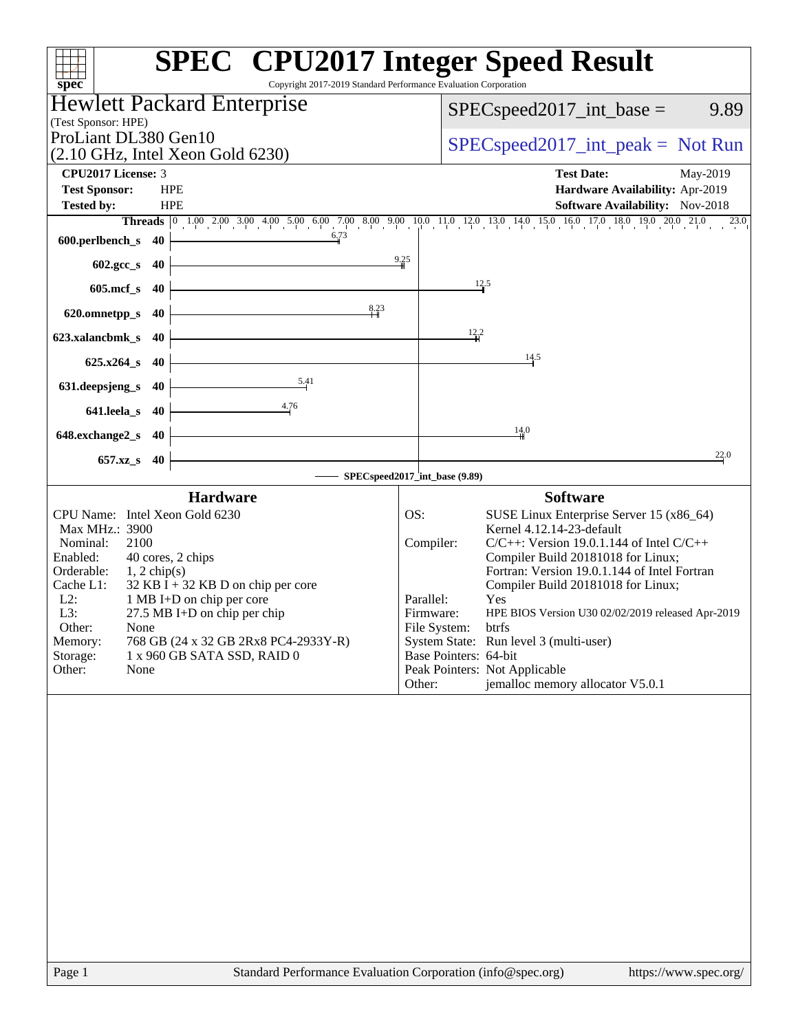# SPEC CPU2017 Integer Speed Result

Copyright 2017-2019 Standard Performance Evaluation Corporation

**Hewlett Packard Enterprise**
(Test Sponsor: HPE)
ProLiant DL380 Gen10
(2.10 GHz, Intel Xeon Gold 6230)

SPECspeed2017_int_base = 9.89

SPECspeed2017_int_peak = Not Run

| | | | |
|---|---|---|---|
| **CPU2017 License:** | 3 | **Test Date:** | May-2019 |
| **Test Sponsor:** | HPE | **Hardware Availability:** | Apr-2019 |
| **Tested by:** | HPE | **Software Availability:** | Nov-2018 |

| Benchmark | Threads | Base Ratio |
|---|---|---|
| 600.perlbench_s | 40 | 6.73 |
| 602.gcc_s | 40 | 9.25 |
| 605.mcf_s | 40 | 12.5 |
| 620.omnetpp_s | 40 | 8.23 |
| 623.xalancbmk_s | 40 | 12.2 |
| 625.x264_s | 40 | 14.5 |
| 631.deepsjeng_s | 40 | 5.41 |
| 641.leela_s | 40 | 4.76 |
| 648.exchange2_s | 40 | 14.0 |
| 657.xz_s | 40 | 22.0 |

SPECspeed2017_int_base (9.89)

## Hardware

| | |
|---|---|
| CPU Name: | Intel Xeon Gold 6230 |
| Max MHz.: | 3900 |
| Nominal: | 2100 |
| Enabled: | 40 cores, 2 chips |
| Orderable: | 1, 2 chip(s) |
| Cache L1: | 32 KB I + 32 KB D on chip per core |
| L2: | 1 MB I+D on chip per core |
| L3: | 27.5 MB I+D on chip per chip |
| Other: | None |
| Memory: | 768 GB (24 x 32 GB 2Rx8 PC4-2933Y-R) |
| Storage: | 1 x 960 GB SATA SSD, RAID 0 |
| Other: | None |

## Software

| | |
|---|---|
| OS: | SUSE Linux Enterprise Server 15 (x86_64) Kernel 4.12.14-23-default |
| Compiler: | C/C++: Version 19.0.1.144 of Intel C/C++ Compiler Build 20181018 for Linux; Fortran: Version 19.0.1.144 of Intel Fortran Compiler Build 20181018 for Linux; |
| Parallel: | Yes |
| Firmware: | HPE BIOS Version U30 02/02/2019 released Apr-2019 |
| File System: | btrfs |
| System State: | Run level 3 (multi-user) |
| Base Pointers: | 64-bit |
| Peak Pointers: | Not Applicable |
| Other: | jemalloc memory allocator V5.0.1 |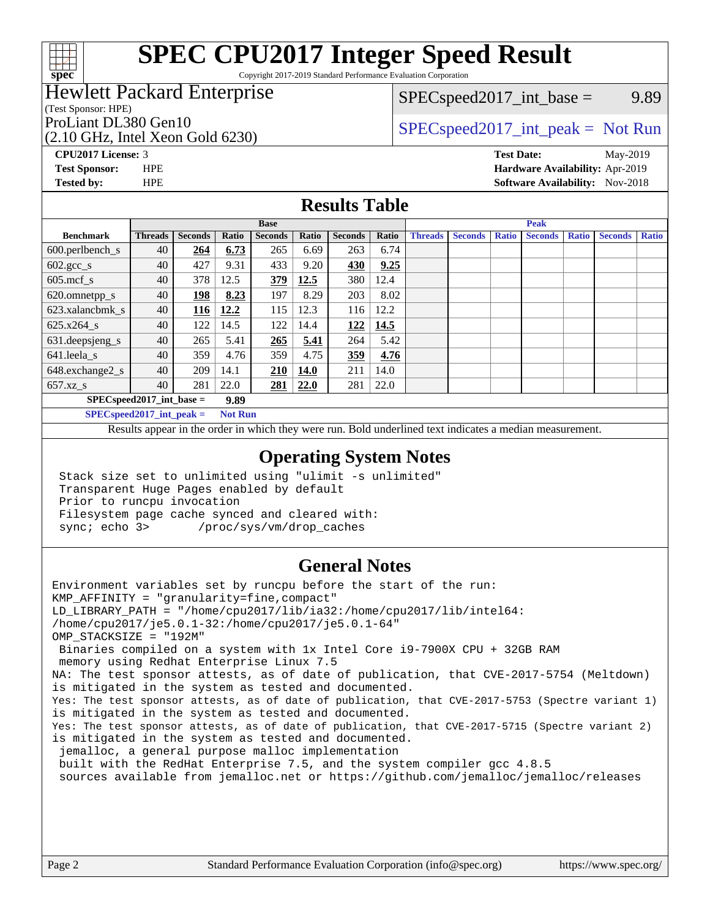# SPEC CPU2017 Integer Speed Result

Copyright 2017-2019 Standard Performance Evaluation Corporation

**Hewlett Packard Enterprise**
(Test Sponsor: HPE)
ProLiant DL380 Gen10
(2.10 GHz, Intel Xeon Gold 6230)

SPECspeed2017_int_base = 9.89

SPECspeed2017_int_peak = Not Run

**CPU2017 License:** 3
**Test Sponsor:** HPE
**Tested by:** HPE

**Test Date:** May-2019
**Hardware Availability:** Apr-2019
**Software Availability:** Nov-2018

## Results Table

| Benchmark | Base | | | | | | | Peak | | | | | | |
|---|---|---|---|---|---|---|---|---|---|---|---|---|---|---|
| | Threads | Seconds | Ratio | Seconds | Ratio | Seconds | Ratio | Threads | Seconds | Ratio | Seconds | Ratio | Seconds | Ratio |
| 600.perlbench_s | 40 | **264** | **6.73** | 265 | 6.69 | 263 | 6.74 | | | | | | | |
| 602.gcc_s | 40 | 427 | 9.31 | 433 | 9.20 | **430** | **9.25** | | | | | | | |
| 605.mcf_s | 40 | 378 | 12.5 | **379** | **12.5** | 380 | 12.4 | | | | | | | |
| 620.omnetpp_s | 40 | **198** | **8.23** | 197 | 8.29 | 203 | 8.02 | | | | | | | |
| 623.xalancbmk_s | 40 | **116** | **12.2** | 115 | 12.3 | 116 | 12.2 | | | | | | | |
| 625.x264_s | 40 | 122 | 14.5 | 122 | 14.4 | **122** | **14.5** | | | | | | | |
| 631.deepsjeng_s | 40 | 265 | 5.41 | **265** | **5.41** | 264 | 5.42 | | | | | | | |
| 641.leela_s | 40 | 359 | 4.76 | 359 | 4.75 | **359** | **4.76** | | | | | | | |
| 648.exchange2_s | 40 | 209 | 14.1 | **210** | **14.0** | 211 | 14.0 | | | | | | | |
| 657.xz_s | 40 | 281 | 22.0 | **281** | **22.0** | 281 | 22.0 | | | | | | | |

**SPECspeed2017_int_base = 9.89**

**SPECspeed2017_int_peak = Not Run**

Results appear in the order in which they were run. Bold underlined text indicates a median measurement.

## Operating System Notes

```
Stack size set to unlimited using "ulimit -s unlimited"
Transparent Huge Pages enabled by default
Prior to runcpu invocation
Filesystem page cache synced and cleared with:
sync; echo 3>       /proc/sys/vm/drop_caches
```

## General Notes

```
Environment variables set by runcpu before the start of the run:
KMP_AFFINITY = "granularity=fine,compact"
LD_LIBRARY_PATH = "/home/cpu2017/lib/ia32:/home/cpu2017/lib/intel64:
/home/cpu2017/je5.0.1-32:/home/cpu2017/je5.0.1-64"
OMP_STACKSIZE = "192M"
 Binaries compiled on a system with 1x Intel Core i9-7900X CPU + 32GB RAM
 memory using Redhat Enterprise Linux 7.5
NA: The test sponsor attests, as of date of publication, that CVE-2017-5754 (Meltdown)
is mitigated in the system as tested and documented.
Yes: The test sponsor attests, as of date of publication, that CVE-2017-5753 (Spectre variant 1)
is mitigated in the system as tested and documented.
Yes: The test sponsor attests, as of date of publication, that CVE-2017-5715 (Spectre variant 2)
is mitigated in the system as tested and documented.
 jemalloc, a general purpose malloc implementation
 built with the RedHat Enterprise 7.5, and the system compiler gcc 4.8.5
 sources available from jemalloc.net or https://github.com/jemalloc/jemalloc/releases
```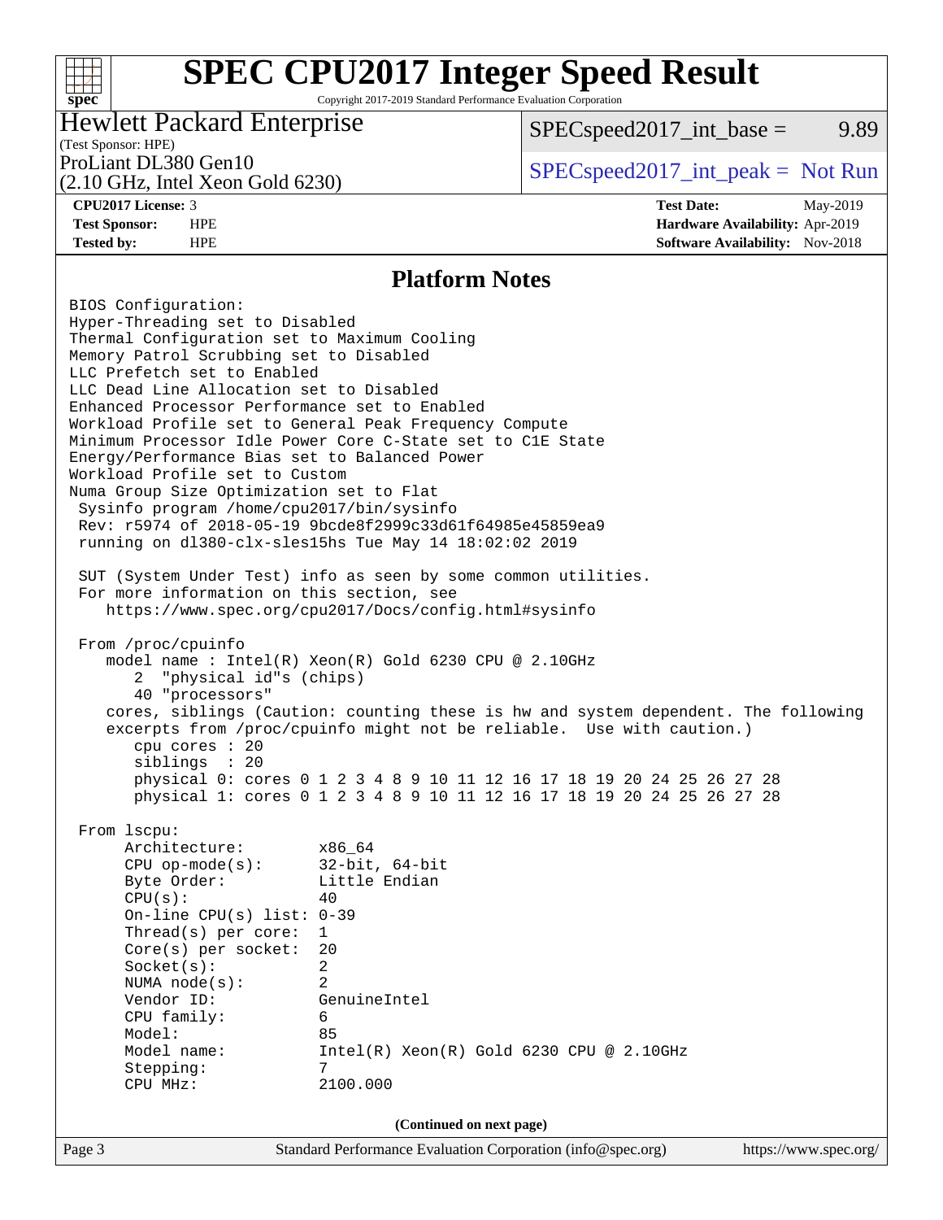# SPEC CPU2017 Integer Speed Result

Copyright 2017-2019 Standard Performance Evaluation Corporation

**Hewlett Packard Enterprise**
(Test Sponsor: HPE)

ProLiant DL380 Gen10
(2.10 GHz, Intel Xeon Gold 6230)

SPECspeed2017_int_base = 9.89

SPECspeed2017_int_peak = Not Run

| | | | |
|---|---|---|---|
| **CPU2017 License:** | 3 | **Test Date:** | May-2019 |
| **Test Sponsor:** | HPE | **Hardware Availability:** | Apr-2019 |
| **Tested by:** | HPE | **Software Availability:** | Nov-2018 |

## Platform Notes

```
BIOS Configuration:
Hyper-Threading set to Disabled
Thermal Configuration set to Maximum Cooling
Memory Patrol Scrubbing set to Disabled
LLC Prefetch set to Enabled
LLC Dead Line Allocation set to Disabled
Enhanced Processor Performance set to Enabled
Workload Profile set to General Peak Frequency Compute
Minimum Processor Idle Power Core C-State set to C1E State
Energy/Performance Bias set to Balanced Power
Workload Profile set to Custom
Numa Group Size Optimization set to Flat
 Sysinfo program /home/cpu2017/bin/sysinfo
 Rev: r5974 of 2018-05-19 9bcde8f2999c33d61f64985e45859ea9
 running on dl380-clx-sles15hs Tue May 14 18:02:02 2019

 SUT (System Under Test) info as seen by some common utilities.
 For more information on this section, see
    https://www.spec.org/cpu2017/Docs/config.html#sysinfo

 From /proc/cpuinfo
    model name : Intel(R) Xeon(R) Gold 6230 CPU @ 2.10GHz
       2  "physical id"s (chips)
       40 "processors"
    cores, siblings (Caution: counting these is hw and system dependent. The following
    excerpts from /proc/cpuinfo might not be reliable.  Use with caution.)
       cpu cores : 20
       siblings  : 20
       physical 0: cores 0 1 2 3 4 8 9 10 11 12 16 17 18 19 20 24 25 26 27 28
       physical 1: cores 0 1 2 3 4 8 9 10 11 12 16 17 18 19 20 24 25 26 27 28

 From lscpu:
      Architecture:        x86_64
      CPU op-mode(s):      32-bit, 64-bit
      Byte Order:          Little Endian
      CPU(s):              40
      On-line CPU(s) list: 0-39
      Thread(s) per core:  1
      Core(s) per socket:  20
      Socket(s):           2
      NUMA node(s):        2
      Vendor ID:           GenuineIntel
      CPU family:          6
      Model:               85
      Model name:          Intel(R) Xeon(R) Gold 6230 CPU @ 2.10GHz
      Stepping:            7
      CPU MHz:             2100.000
```

(Continued on next page)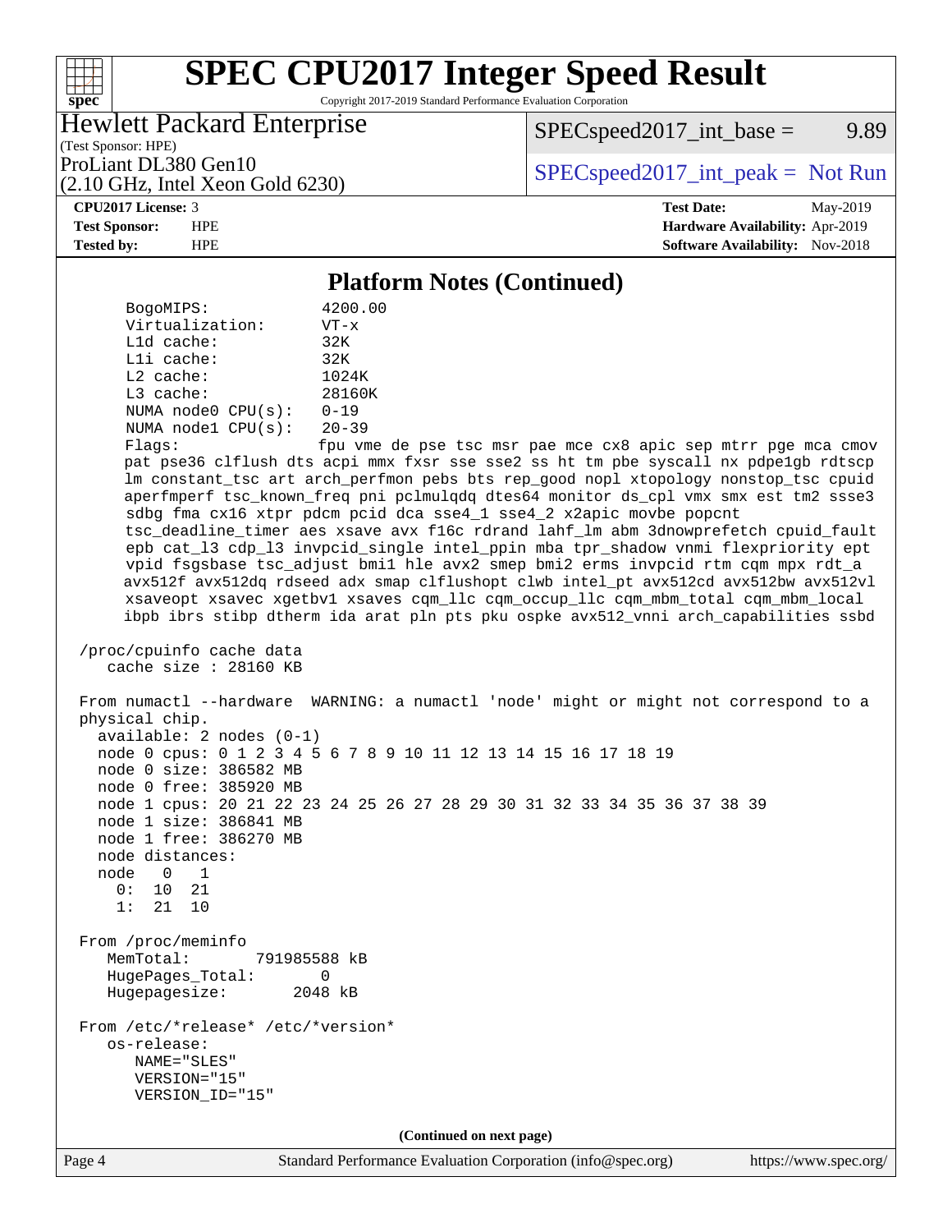## Platform Notes (Continued)

```
    BogoMIPS:              4200.00
    Virtualization:        VT-x
    L1d cache:             32K
    L1i cache:             32K
    L2 cache:              1024K
    L3 cache:              28160K
    NUMA node0 CPU(s):     0-19
    NUMA node1 CPU(s):     20-39
    Flags:                 fpu vme de pse tsc msr pae mce cx8 apic sep mtrr pge mca cmov
    pat pse36 clflush dts acpi mmx fxsr sse sse2 ss ht tm pbe syscall nx pdpe1gb rdtscp
    lm constant_tsc art arch_perfmon pebs bts rep_good nopl xtopology nonstop_tsc cpuid
    aperfmperf tsc_known_freq pni pclmulqdq dtes64 monitor ds_cpl vmx smx est tm2 ssse3
    sdbg fma cx16 xtpr pdcm pcid dca sse4_1 sse4_2 x2apic movbe popcnt
    tsc_deadline_timer aes xsave avx f16c rdrand lahf_lm abm 3dnowprefetch cpuid_fault
    epb cat_l3 cdp_l3 invpcid_single intel_ppin mba tpr_shadow vnmi flexpriority ept
    vpid fsgsbase tsc_adjust bmi1 hle avx2 smep bmi2 erms invpcid rtm cqm mpx rdt_a
    avx512f avx512dq rdseed adx smap clflushopt clwb intel_pt avx512cd avx512bw avx512vl
    xsaveopt xsavec xgetbv1 xsaves cqm_llc cqm_occup_llc cqm_mbm_total cqm_mbm_local
    ibpb ibrs stibp dtherm ida arat pln pts pku ospke avx512_vnni arch_capabilities ssbd

/proc/cpuinfo cache data
   cache size : 28160 KB

From numactl --hardware  WARNING: a numactl 'node' might or might not correspond to a
physical chip.
  available: 2 nodes (0-1)
  node 0 cpus: 0 1 2 3 4 5 6 7 8 9 10 11 12 13 14 15 16 17 18 19
  node 0 size: 386582 MB
  node 0 free: 385920 MB
  node 1 cpus: 20 21 22 23 24 25 26 27 28 29 30 31 32 33 34 35 36 37 38 39
  node 1 size: 386841 MB
  node 1 free: 386270 MB
  node distances:
  node   0   1
    0:  10  21
    1:  21  10

From /proc/meminfo
   MemTotal:       791985588 kB
   HugePages_Total:       0
   Hugepagesize:       2048 kB

From /etc/*release* /etc/*version*
   os-release:
      NAME="SLES"
      VERSION="15"
      VERSION_ID="15"
```

(Continued on next page)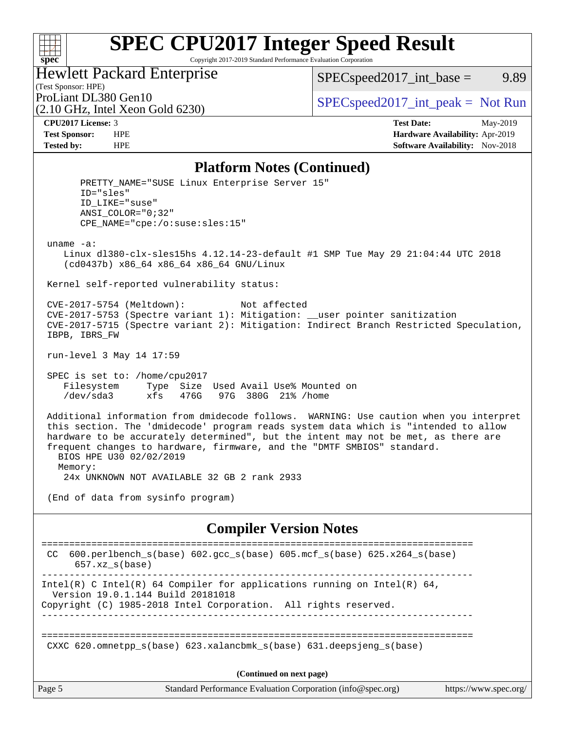## Platform Notes (Continued)

```
      PRETTY_NAME="SUSE Linux Enterprise Server 15"
      ID="sles"
      ID_LIKE="suse"
      ANSI_COLOR="0;32"
      CPE_NAME="cpe:/o:suse:sles:15"

 uname -a:
    Linux dl380-clx-sles15hs 4.12.14-23-default #1 SMP Tue May 29 21:04:44 UTC 2018
    (cd0437b) x86_64 x86_64 x86_64 GNU/Linux

 Kernel self-reported vulnerability status:

 CVE-2017-5754 (Meltdown):          Not affected
 CVE-2017-5753 (Spectre variant 1): Mitigation: __user pointer sanitization
 CVE-2017-5715 (Spectre variant 2): Mitigation: Indirect Branch Restricted Speculation,
 IBPB, IBRS_FW

 run-level 3 May 14 17:59

 SPEC is set to: /home/cpu2017
    Filesystem     Type  Size  Used Avail Use% Mounted on
    /dev/sda3      xfs   476G   97G  380G  21% /home

 Additional information from dmidecode follows.  WARNING: Use caution when you interpret
 this section. The 'dmidecode' program reads system data which is "intended to allow
 hardware to be accurately determined", but the intent may not be met, as there are
 frequent changes to hardware, firmware, and the "DMTF SMBIOS" standard.
   BIOS HPE U30 02/02/2019
   Memory:
    24x UNKNOWN NOT AVAILABLE 32 GB 2 rank 2933

 (End of data from sysinfo program)
```

## Compiler Version Notes

```
==============================================================================
 CC  600.perlbench_s(base) 602.gcc_s(base) 605.mcf_s(base) 625.x264_s(base)
      657.xz_s(base)
------------------------------------------------------------------------------
Intel(R) C Intel(R) 64 Compiler for applications running on Intel(R) 64,
  Version 19.0.1.144 Build 20181018
Copyright (C) 1985-2018 Intel Corporation.  All rights reserved.
------------------------------------------------------------------------------

==============================================================================
 CXXC 620.omnetpp_s(base) 623.xalancbmk_s(base) 631.deepsjeng_s(base)
```

(Continued on next page)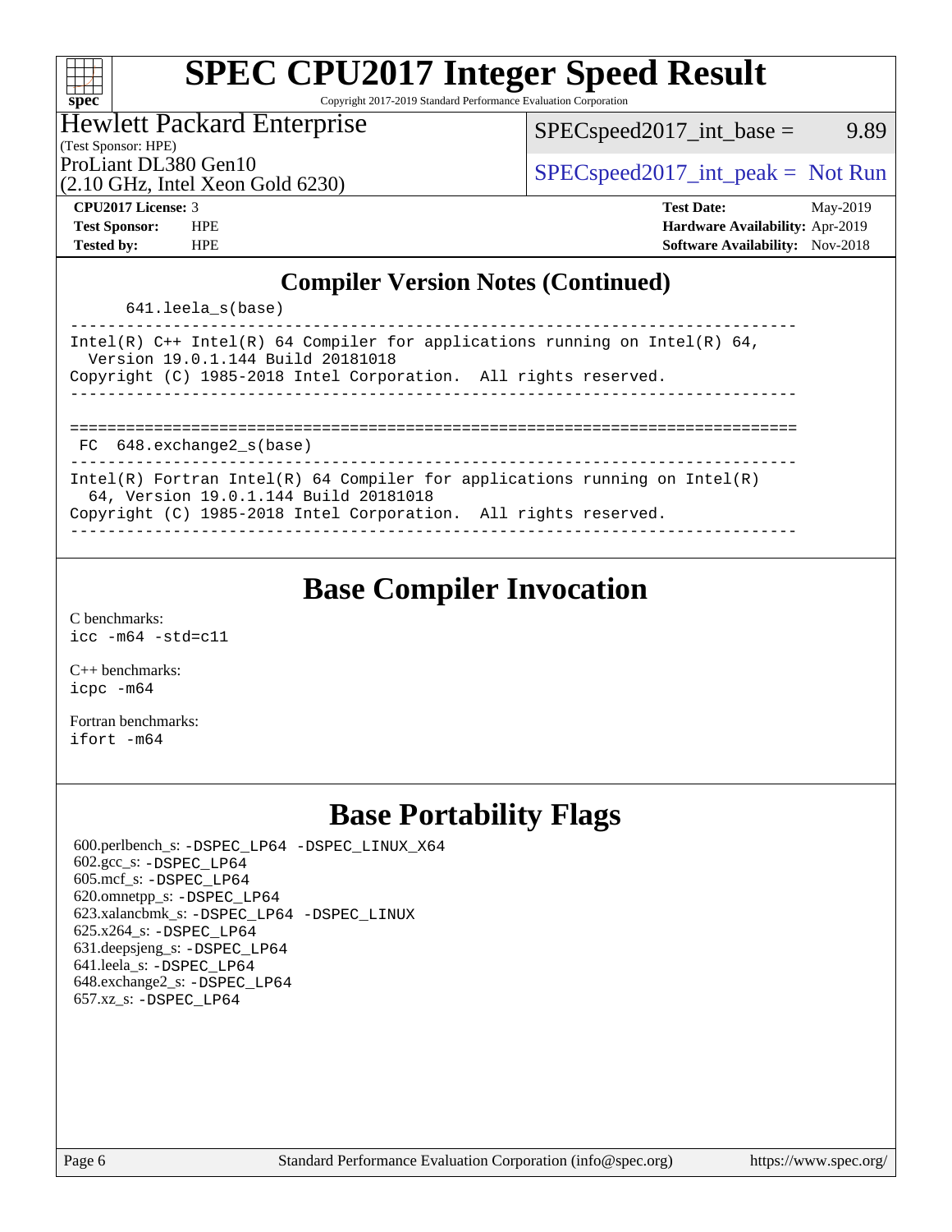# SPEC CPU2017 Integer Speed Result

Copyright 2017-2019 Standard Performance Evaluation Corporation

**Hewlett Packard Enterprise**
(Test Sponsor: HPE)
ProLiant DL380 Gen10
(2.10 GHz, Intel Xeon Gold 6230)

SPECspeed2017_int_base = 9.89

SPECspeed2017_int_peak = Not Run

| | | | |
|---|---|---|---|
| **CPU2017 License:** | 3 | **Test Date:** | May-2019 |
| **Test Sponsor:** | HPE | **Hardware Availability:** | Apr-2019 |
| **Tested by:** | HPE | **Software Availability:** | Nov-2018 |

## Compiler Version Notes (Continued)

```
      641.leela_s(base)
------------------------------------------------------------------------------
Intel(R) C++ Intel(R) 64 Compiler for applications running on Intel(R) 64,
  Version 19.0.1.144 Build 20181018
Copyright (C) 1985-2018 Intel Corporation.  All rights reserved.
------------------------------------------------------------------------------

==============================================================================
 FC  648.exchange2_s(base)
------------------------------------------------------------------------------
Intel(R) Fortran Intel(R) 64 Compiler for applications running on Intel(R)
  64, Version 19.0.1.144 Build 20181018
Copyright (C) 1985-2018 Intel Corporation.  All rights reserved.
------------------------------------------------------------------------------
```

## Base Compiler Invocation

C benchmarks:
icc -m64 -std=c11

C++ benchmarks:
icpc -m64

Fortran benchmarks:
ifort -m64

## Base Portability Flags

600.perlbench_s: -DSPEC_LP64 -DSPEC_LINUX_X64
602.gcc_s: -DSPEC_LP64
605.mcf_s: -DSPEC_LP64
620.omnetpp_s: -DSPEC_LP64
623.xalancbmk_s: -DSPEC_LP64 -DSPEC_LINUX
625.x264_s: -DSPEC_LP64
631.deepsjeng_s: -DSPEC_LP64
641.leela_s: -DSPEC_LP64
648.exchange2_s: -DSPEC_LP64
657.xz_s: -DSPEC_LP64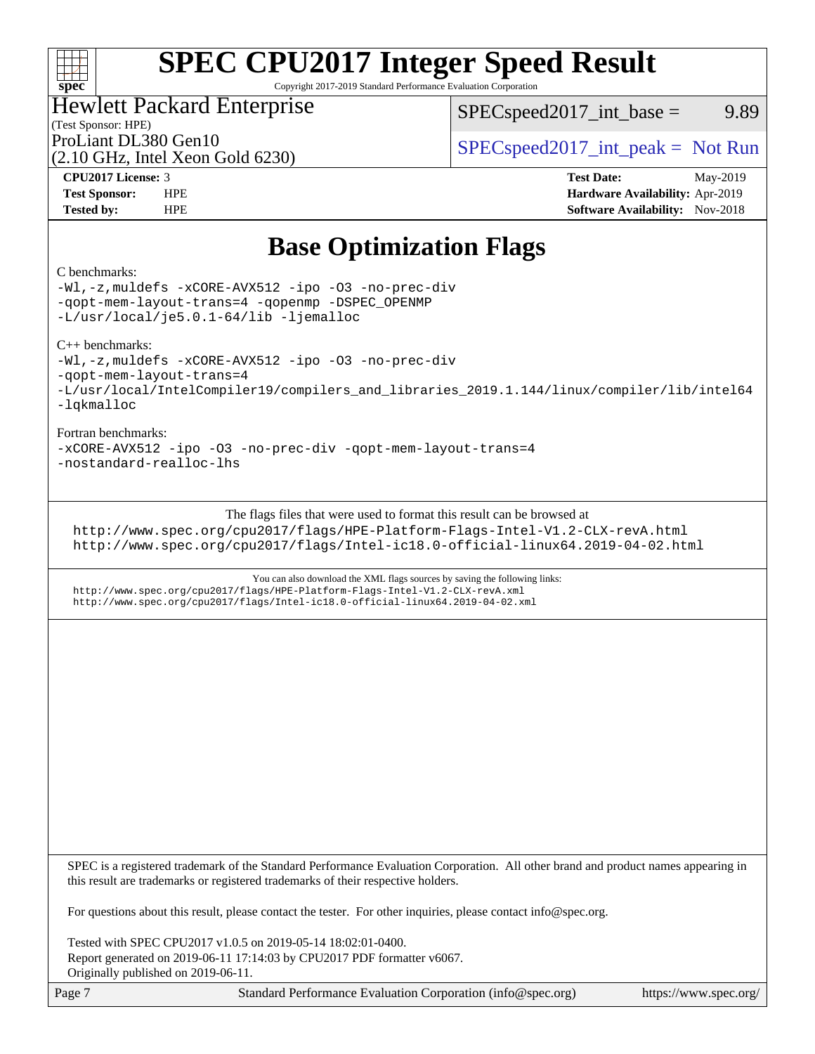# SPEC CPU2017 Integer Speed Result

Copyright 2017-2019 Standard Performance Evaluation Corporation

Hewlett Packard Enterprise
(Test Sponsor: HPE)
ProLiant DL380 Gen10
(2.10 GHz, Intel Xeon Gold 6230)

SPECspeed2017_int_base = 9.89

SPECspeed2017_int_peak = Not Run

**CPU2017 License:** 3
**Test Sponsor:** HPE
**Tested by:** HPE

**Test Date:** May-2019
**Hardware Availability:** Apr-2019
**Software Availability:** Nov-2018

## Base Optimization Flags

C benchmarks:

```
-Wl,-z,muldefs -xCORE-AVX512 -ipo -O3 -no-prec-div
-qopt-mem-layout-trans=4 -qopenmp -DSPEC_OPENMP
-L/usr/local/je5.0.1-64/lib -ljemalloc
```

C++ benchmarks:

```
-Wl,-z,muldefs -xCORE-AVX512 -ipo -O3 -no-prec-div
-qopt-mem-layout-trans=4
-L/usr/local/IntelCompiler19/compilers_and_libraries_2019.1.144/linux/compiler/lib/intel64
-lqkmalloc
```

Fortran benchmarks:

```
-xCORE-AVX512 -ipo -O3 -no-prec-div -qopt-mem-layout-trans=4
-nostandard-realloc-lhs
```

The flags files that were used to format this result can be browsed at

http://www.spec.org/cpu2017/flags/HPE-Platform-Flags-Intel-V1.2-CLX-revA.html
http://www.spec.org/cpu2017/flags/Intel-ic18.0-official-linux64.2019-04-02.html

You can also download the XML flags sources by saving the following links:

http://www.spec.org/cpu2017/flags/HPE-Platform-Flags-Intel-V1.2-CLX-revA.xml
http://www.spec.org/cpu2017/flags/Intel-ic18.0-official-linux64.2019-04-02.xml

SPEC is a registered trademark of the Standard Performance Evaluation Corporation. All other brand and product names appearing in this result are trademarks or registered trademarks of their respective holders.

For questions about this result, please contact the tester. For other inquiries, please contact info@spec.org.

Tested with SPEC CPU2017 v1.0.5 on 2019-05-14 18:02:01-0400.
Report generated on 2019-06-11 17:14:03 by CPU2017 PDF formatter v6067.
Originally published on 2019-06-11.